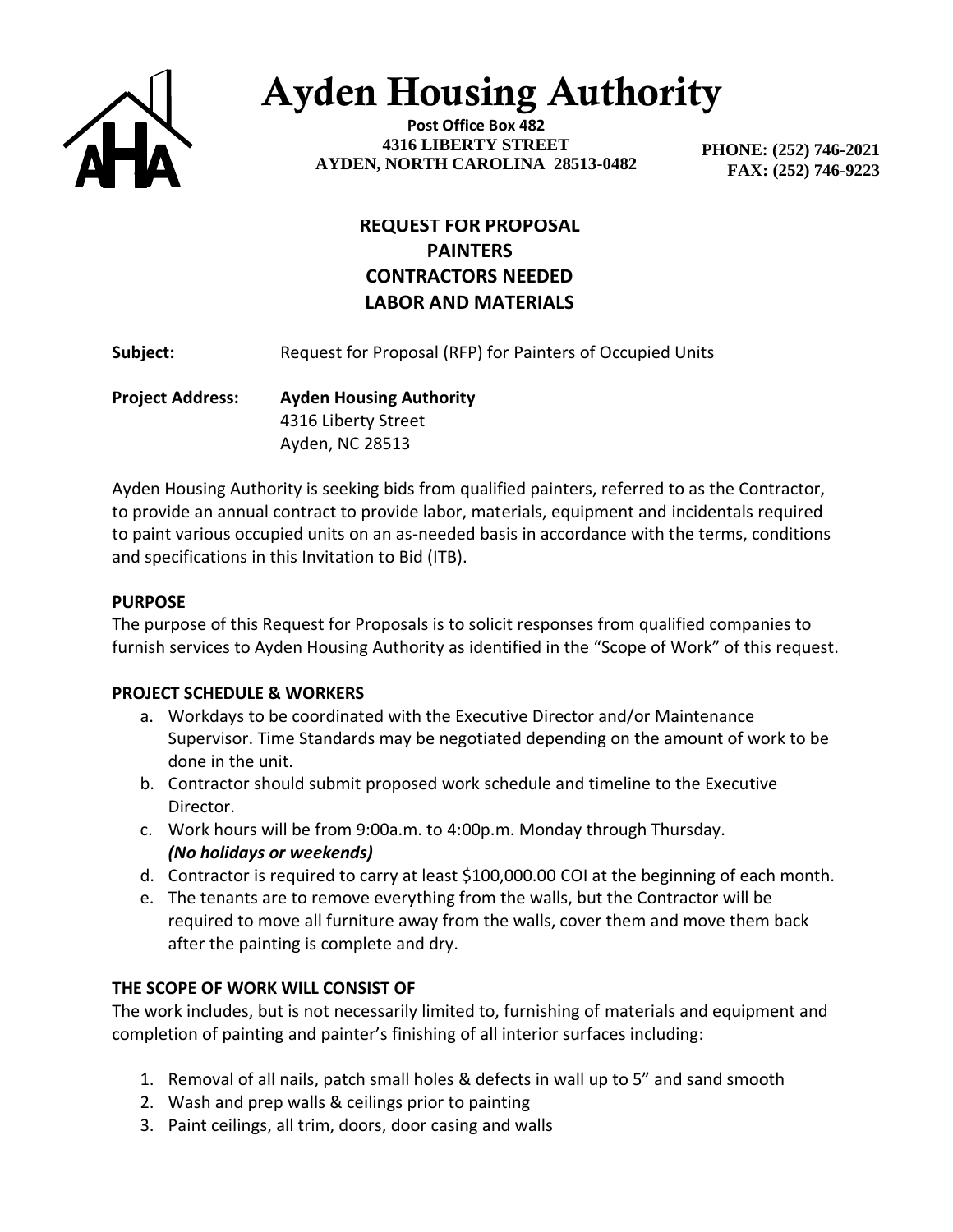# Ayden Housing Authority

**Post Office Box 482**
**4316 LIBERTY STREET**
**AYDEN, NORTH CAROLINA 28513-0482**

**PHONE: (252) 746-2021**
**FAX: (252) 746-9223**

## REQUEST FOR PROPOSAL
## PAINTERS
## CONTRACTORS NEEDED
## LABOR AND MATERIALS

**Subject:** Request for Proposal (RFP) for Painters of Occupied Units

**Project Address:** **Ayden Housing Authority**
4316 Liberty Street
Ayden, NC 28513

Ayden Housing Authority is seeking bids from qualified painters, referred to as the Contractor, to provide an annual contract to provide labor, materials, equipment and incidentals required to paint various occupied units on an as-needed basis in accordance with the terms, conditions and specifications in this Invitation to Bid (ITB).

**PURPOSE**
The purpose of this Request for Proposals is to solicit responses from qualified companies to furnish services to Ayden Housing Authority as identified in the "Scope of Work" of this request.

**PROJECT SCHEDULE & WORKERS**

a. Workdays to be coordinated with the Executive Director and/or Maintenance Supervisor. Time Standards may be negotiated depending on the amount of work to be done in the unit.
b. Contractor should submit proposed work schedule and timeline to the Executive Director.
c. Work hours will be from 9:00a.m. to 4:00p.m. Monday through Thursday. ***(No holidays or weekends)***
d. Contractor is required to carry at least $100,000.00 COI at the beginning of each month.
e. The tenants are to remove everything from the walls, but the Contractor will be required to move all furniture away from the walls, cover them and move them back after the painting is complete and dry.

**THE SCOPE OF WORK WILL CONSIST OF**
The work includes, but is not necessarily limited to, furnishing of materials and equipment and completion of painting and painter's finishing of all interior surfaces including:

1. Removal of all nails, patch small holes & defects in wall up to 5" and sand smooth
2. Wash and prep walls & ceilings prior to painting
3. Paint ceilings, all trim, doors, door casing and walls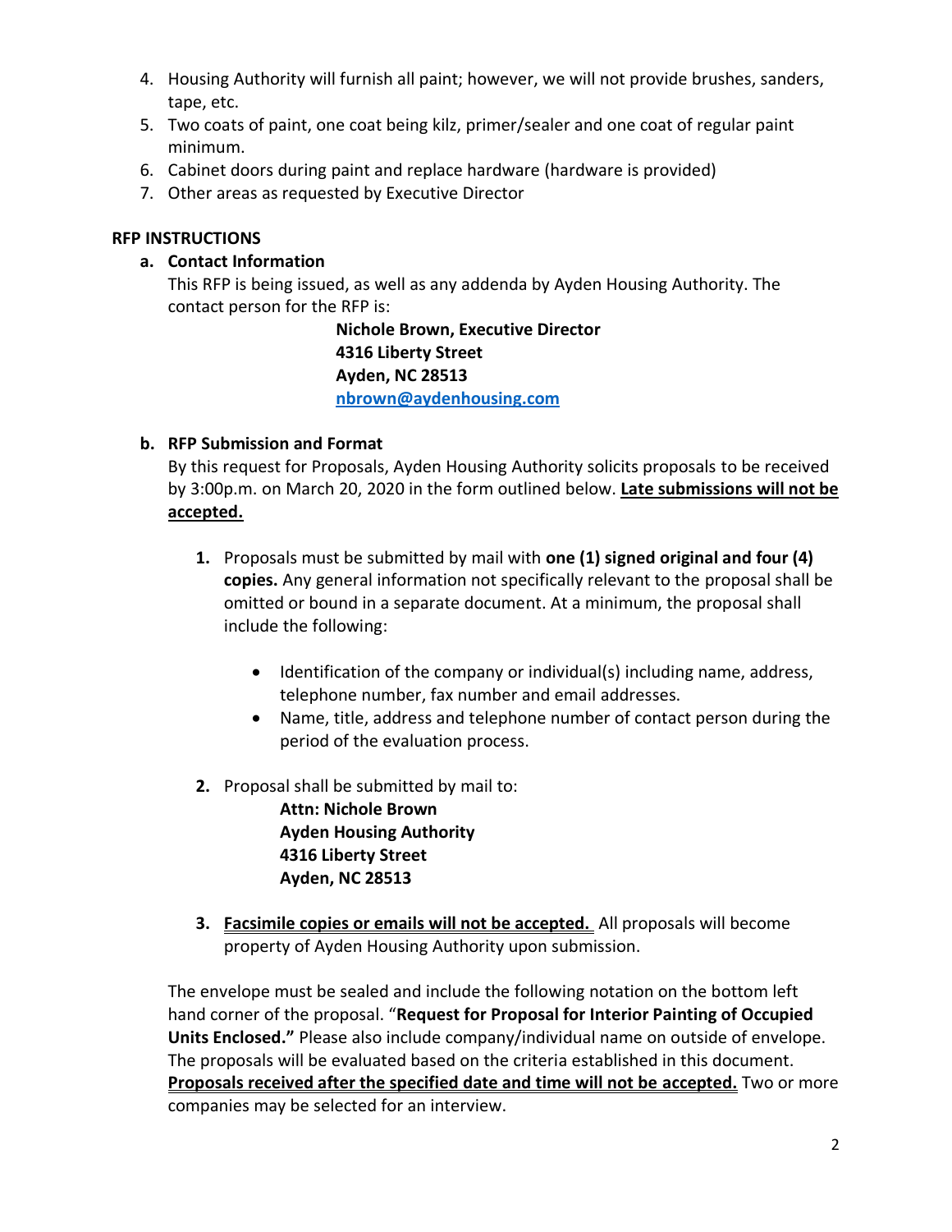4. Housing Authority will furnish all paint; however, we will not provide brushes, sanders, tape, etc.
5. Two coats of paint, one coat being kilz, primer/sealer and one coat of regular paint minimum.
6. Cabinet doors during paint and replace hardware (hardware is provided)
7. Other areas as requested by Executive Director

**RFP INSTRUCTIONS**

**a. Contact Information**

This RFP is being issued, as well as any addenda by Ayden Housing Authority. The contact person for the RFP is:

> **Nichole Brown, Executive Director**
> **4316 Liberty Street**
> **Ayden, NC 28513**
> **nbrown@aydenhousing.com**

**b. RFP Submission and Format**

By this request for Proposals, Ayden Housing Authority solicits proposals to be received by 3:00p.m. on March 20, 2020 in the form outlined below. **Late submissions will not be accepted.**

1. Proposals must be submitted by mail with **one (1) signed original and four (4) copies.** Any general information not specifically relevant to the proposal shall be omitted or bound in a separate document. At a minimum, the proposal shall include the following:

    - Identification of the company or individual(s) including name, address, telephone number, fax number and email addresses.
    - Name, title, address and telephone number of contact person during the period of the evaluation process.

2. Proposal shall be submitted by mail to:

    > **Attn: Nichole Brown**
    > **Ayden Housing Authority**
    > **4316 Liberty Street**
    > **Ayden, NC 28513**

3. **Facsimile copies or emails will not be accepted.** All proposals will become property of Ayden Housing Authority upon submission.

The envelope must be sealed and include the following notation on the bottom left hand corner of the proposal. "**Request for Proposal for Interior Painting of Occupied Units Enclosed."** Please also include company/individual name on outside of envelope. The proposals will be evaluated based on the criteria established in this document. **Proposals received after the specified date and time will not be accepted.** Two or more companies may be selected for an interview.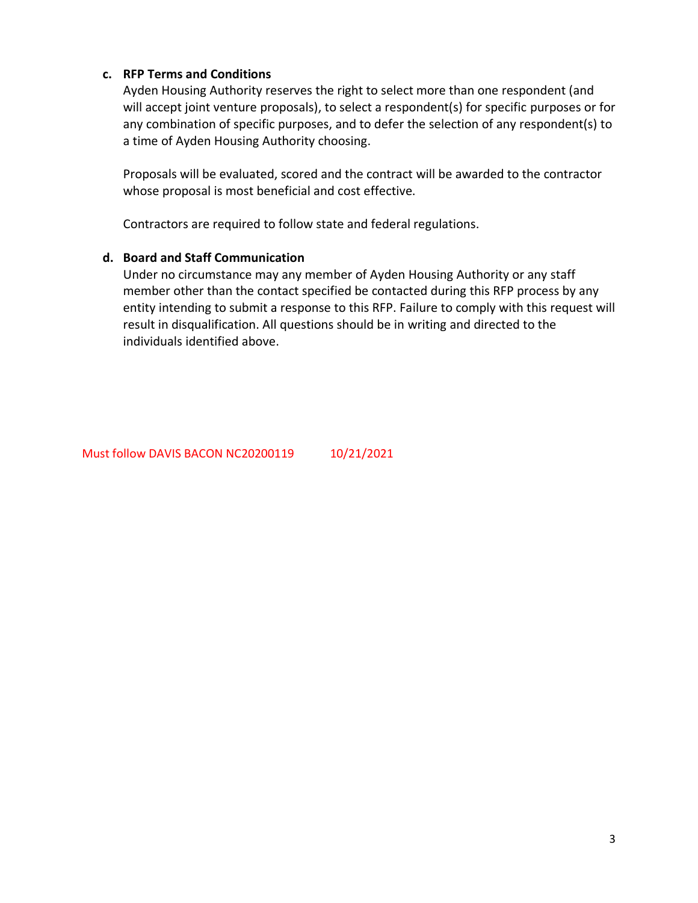**c. RFP Terms and Conditions**

Ayden Housing Authority reserves the right to select more than one respondent (and will accept joint venture proposals), to select a respondent(s) for specific purposes or for any combination of specific purposes, and to defer the selection of any respondent(s) to a time of Ayden Housing Authority choosing.

Proposals will be evaluated, scored and the contract will be awarded to the contractor whose proposal is most beneficial and cost effective.

Contractors are required to follow state and federal regulations.

**d. Board and Staff Communication**

Under no circumstance may any member of Ayden Housing Authority or any staff member other than the contact specified be contacted during this RFP process by any entity intending to submit a response to this RFP. Failure to comply with this request will result in disqualification. All questions should be in writing and directed to the individuals identified above.

Must follow DAVIS BACON NC20200119 10/21/2021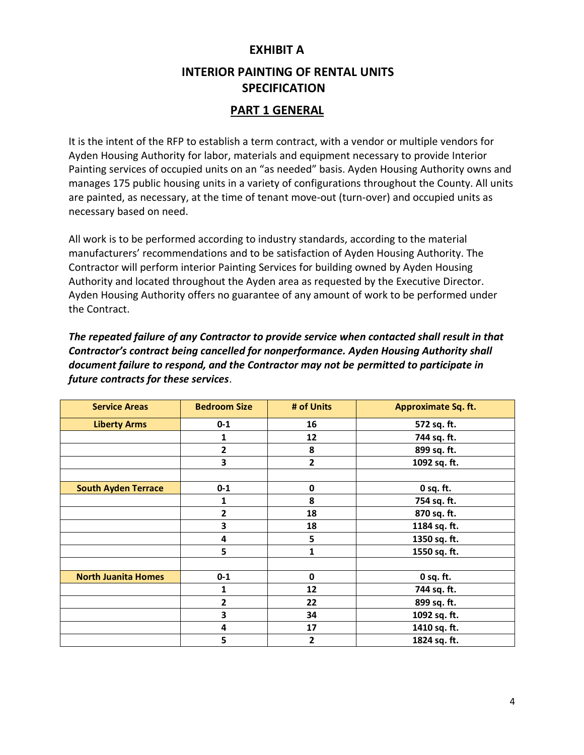# EXHIBIT A

## INTERIOR PAINTING OF RENTAL UNITS SPECIFICATION

## PART 1 GENERAL

It is the intent of the RFP to establish a term contract, with a vendor or multiple vendors for Ayden Housing Authority for labor, materials and equipment necessary to provide Interior Painting services of occupied units on an "as needed" basis. Ayden Housing Authority owns and manages 175 public housing units in a variety of configurations throughout the County. All units are painted, as necessary, at the time of tenant move-out (turn-over) and occupied units as necessary based on need.

All work is to be performed according to industry standards, according to the material manufacturers' recommendations and to be satisfaction of Ayden Housing Authority. The Contractor will perform interior Painting Services for building owned by Ayden Housing Authority and located throughout the Ayden area as requested by the Executive Director. Ayden Housing Authority offers no guarantee of any amount of work to be performed under the Contract.

***The repeated failure of any Contractor to provide service when contacted shall result in that Contractor's contract being cancelled for nonperformance. Ayden Housing Authority shall document failure to respond, and the Contractor may not be permitted to participate in future contracts for these services***.

| Service Areas | Bedroom Size | # of Units | Approximate Sq. ft. |
|---|---|---|---|
| **Liberty Arms** | **0-1** | **16** | **572 sq. ft.** |
| | **1** | **12** | **744 sq. ft.** |
| | **2** | **8** | **899 sq. ft.** |
| | **3** | **2** | **1092 sq. ft.** |
| | | | |
| **South Ayden Terrace** | **0-1** | **0** | **0 sq. ft.** |
| | **1** | **8** | **754 sq. ft.** |
| | **2** | **18** | **870 sq. ft.** |
| | **3** | **18** | **1184 sq. ft.** |
| | **4** | **5** | **1350 sq. ft.** |
| | **5** | **1** | **1550 sq. ft.** |
| | | | |
| **North Juanita Homes** | **0-1** | **0** | **0 sq. ft.** |
| | **1** | **12** | **744 sq. ft.** |
| | **2** | **22** | **899 sq. ft.** |
| | **3** | **34** | **1092 sq. ft.** |
| | **4** | **17** | **1410 sq. ft.** |
| | **5** | **2** | **1824 sq. ft.** |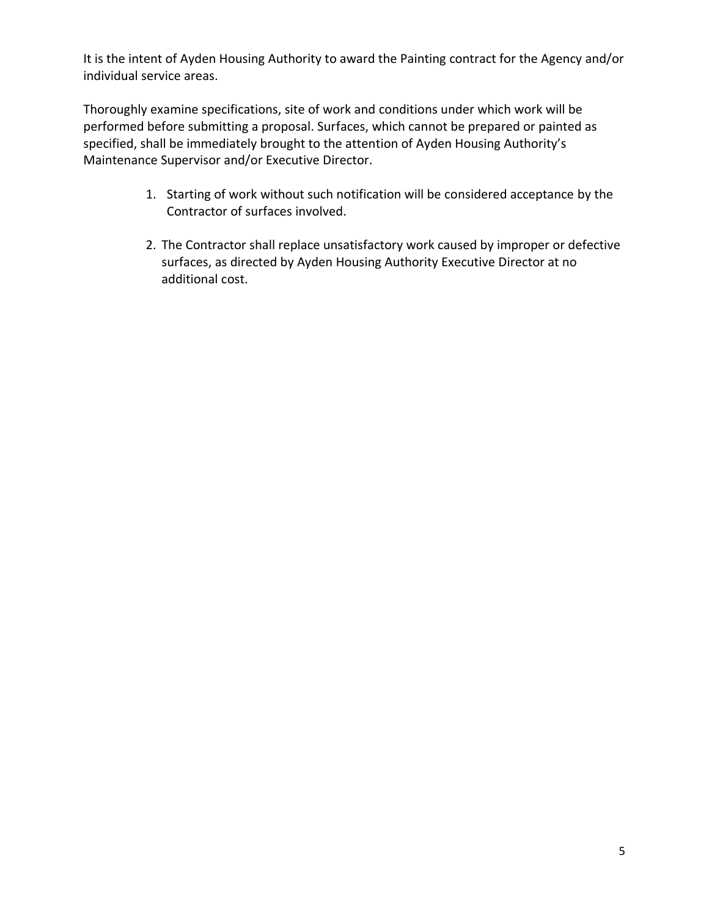It is the intent of Ayden Housing Authority to award the Painting contract for the Agency and/or individual service areas.

Thoroughly examine specifications, site of work and conditions under which work will be performed before submitting a proposal. Surfaces, which cannot be prepared or painted as specified, shall be immediately brought to the attention of Ayden Housing Authority's Maintenance Supervisor and/or Executive Director.

1. Starting of work without such notification will be considered acceptance by the Contractor of surfaces involved.

2. The Contractor shall replace unsatisfactory work caused by improper or defective surfaces, as directed by Ayden Housing Authority Executive Director at no additional cost.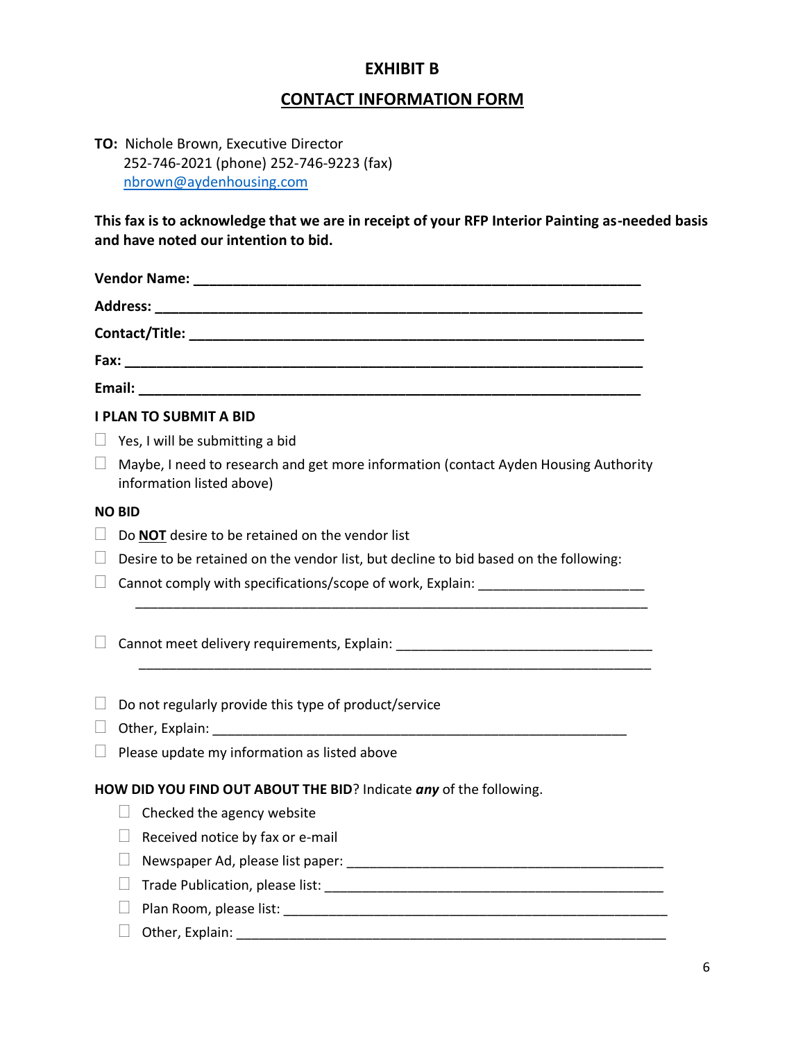# EXHIBIT B

## CONTACT INFORMATION FORM

**TO:** Nichole Brown, Executive Director
252-746-2021 (phone) 252-746-9223 (fax)
nbrown@aydenhousing.com

**This fax is to acknowledge that we are in receipt of your RFP Interior Painting as-needed basis and have noted our intention to bid.**

**Vendor Name:** ___________________________________________________________

**Address:** _______________________________________________________________

**Contact/Title:** ___________________________________________________________

**Fax:** __________________________________________________________________

**Email:** ________________________________________________________________

**I PLAN TO SUBMIT A BID**

- ☐ Yes, I will be submitting a bid
- ☐ Maybe, I need to research and get more information (contact Ayden Housing Authority information listed above)

**NO BID**

- ☐ Do **NOT** desire to be retained on the vendor list
- ☐ Desire to be retained on the vendor list, but decline to bid based on the following:
- ☐ Cannot comply with specifications/scope of work, Explain: _____________________
  ____________________________________________________________________
- ☐ Cannot meet delivery requirements, Explain: ________________________________
  ____________________________________________________________________
- ☐ Do not regularly provide this type of product/service
- ☐ Other, Explain: _______________________________________________________
- ☐ Please update my information as listed above

**HOW DID YOU FIND OUT ABOUT THE BID**? Indicate ***any*** of the following.

- ☐ Checked the agency website
- ☐ Received notice by fax or e-mail
- ☐ Newspaper Ad, please list paper: ________________________________________
- ☐ Trade Publication, please list: __________________________________________
- ☐ Plan Room, please list: _______________________________________________
- ☐ Other, Explain: _____________________________________________________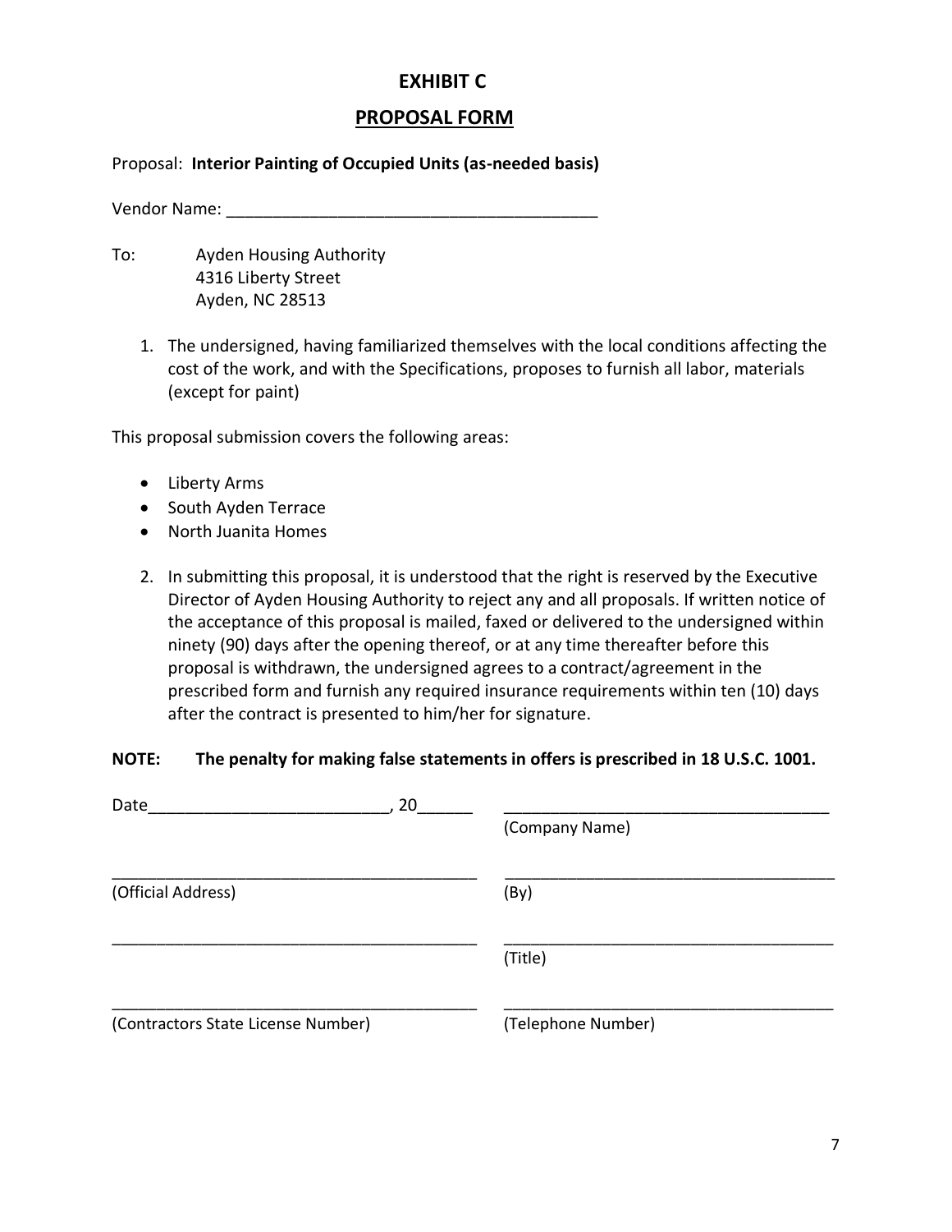# EXHIBIT C

## PROPOSAL FORM

Proposal: **Interior Painting of Occupied Units (as-needed basis)**

Vendor Name: ________________________________________

To: Ayden Housing Authority
4316 Liberty Street
Ayden, NC 28513

1. The undersigned, having familiarized themselves with the local conditions affecting the cost of the work, and with the Specifications, proposes to furnish all labor, materials (except for paint)

This proposal submission covers the following areas:

- Liberty Arms
- South Ayden Terrace
- North Juanita Homes

2. In submitting this proposal, it is understood that the right is reserved by the Executive Director of Ayden Housing Authority to reject any and all proposals. If written notice of the acceptance of this proposal is mailed, faxed or delivered to the undersigned within ninety (90) days after the opening thereof, or at any time thereafter before this proposal is withdrawn, the undersigned agrees to a contract/agreement in the prescribed form and furnish any required insurance requirements within ten (10) days after the contract is presented to him/her for signature.

**NOTE: The penalty for making false statements in offers is prescribed in 18 U.S.C. 1001.**

Date__________________________, 20______

____________________________________
(Company Name)

__________________________________________
(Official Address)

____________________________________
(By)

__________________________________________

____________________________________
(Title)

__________________________________________
(Contractors State License Number)

____________________________________
(Telephone Number)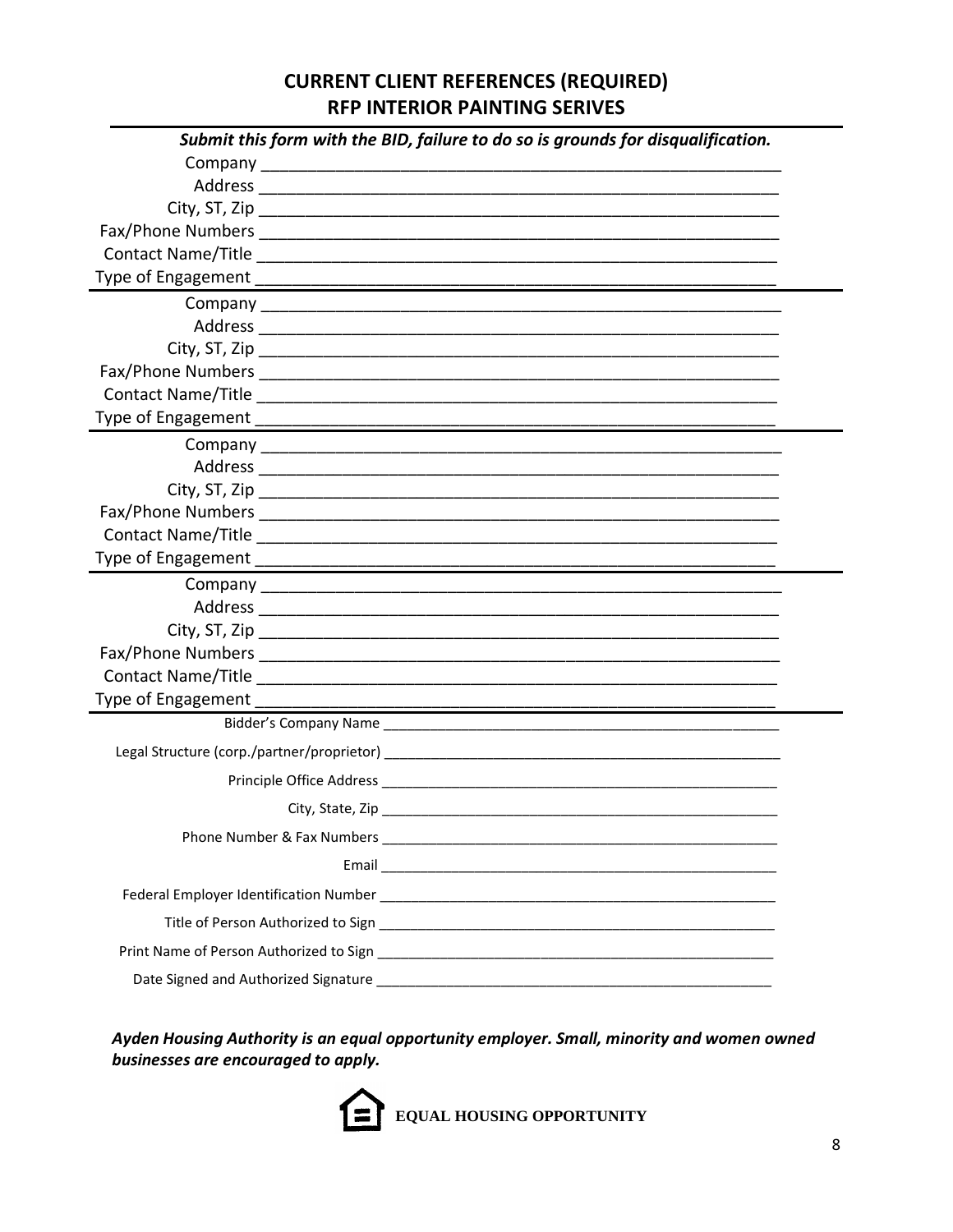## CURRENT CLIENT REFERENCES (REQUIRED)
## RFP INTERIOR PAINTING SERIVES

***Submit this form with the BID, failure to do so is grounds for disqualification.***

Company ____________________________________________________________
Address ____________________________________________________________
City, ST, Zip ____________________________________________________________
Fax/Phone Numbers ____________________________________________________________
Contact Name/Title ____________________________________________________________
Type of Engagement ____________________________________________________________

---

Company ____________________________________________________________
Address ____________________________________________________________
City, ST, Zip ____________________________________________________________
Fax/Phone Numbers ____________________________________________________________
Contact Name/Title ____________________________________________________________
Type of Engagement ____________________________________________________________

---

Company ____________________________________________________________
Address ____________________________________________________________
City, ST, Zip ____________________________________________________________
Fax/Phone Numbers ____________________________________________________________
Contact Name/Title ____________________________________________________________
Type of Engagement ____________________________________________________________

---

Company ____________________________________________________________
Address ____________________________________________________________
City, ST, Zip ____________________________________________________________
Fax/Phone Numbers ____________________________________________________________
Contact Name/Title ____________________________________________________________
Type of Engagement ____________________________________________________________

---

Bidder's Company Name ____________________________________________________________
Legal Structure (corp./partner/proprietor) ____________________________________________________________
Principle Office Address ____________________________________________________________
City, State, Zip ____________________________________________________________
Phone Number & Fax Numbers ____________________________________________________________
Email ____________________________________________________________
Federal Employer Identification Number ____________________________________________________________
Title of Person Authorized to Sign ____________________________________________________________
Print Name of Person Authorized to Sign ____________________________________________________________
Date Signed and Authorized Signature ____________________________________________________________

***Ayden Housing Authority is an equal opportunity employer. Small, minority and women owned businesses are encouraged to apply.***

**EQUAL HOUSING OPPORTUNITY**